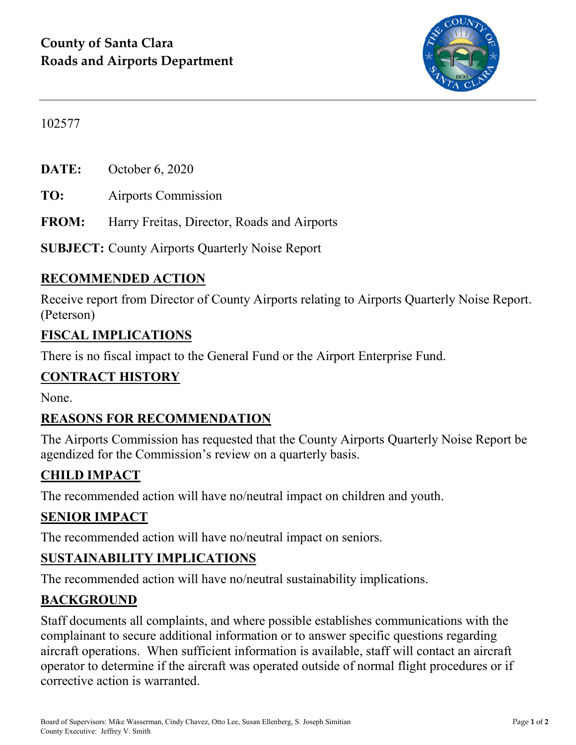**County of Santa Clara**
**Roads and Airports Department**

102577

**DATE:** October 6, 2020

**TO:** Airports Commission

**FROM:** Harry Freitas, Director, Roads and Airports

**SUBJECT:** County Airports Quarterly Noise Report

## RECOMMENDED ACTION

Receive report from Director of County Airports relating to Airports Quarterly Noise Report. (Peterson)

## FISCAL IMPLICATIONS

There is no fiscal impact to the General Fund or the Airport Enterprise Fund.

## CONTRACT HISTORY

None.

## REASONS FOR RECOMMENDATION

The Airports Commission has requested that the County Airports Quarterly Noise Report be agendized for the Commission's review on a quarterly basis.

## CHILD IMPACT

The recommended action will have no/neutral impact on children and youth.

## SENIOR IMPACT

The recommended action will have no/neutral impact on seniors.

## SUSTAINABILITY IMPLICATIONS

The recommended action will have no/neutral sustainability implications.

## BACKGROUND

Staff documents all complaints, and where possible establishes communications with the complainant to secure additional information or to answer specific questions regarding aircraft operations. When sufficient information is available, staff will contact an aircraft operator to determine if the aircraft was operated outside of normal flight procedures or if corrective action is warranted.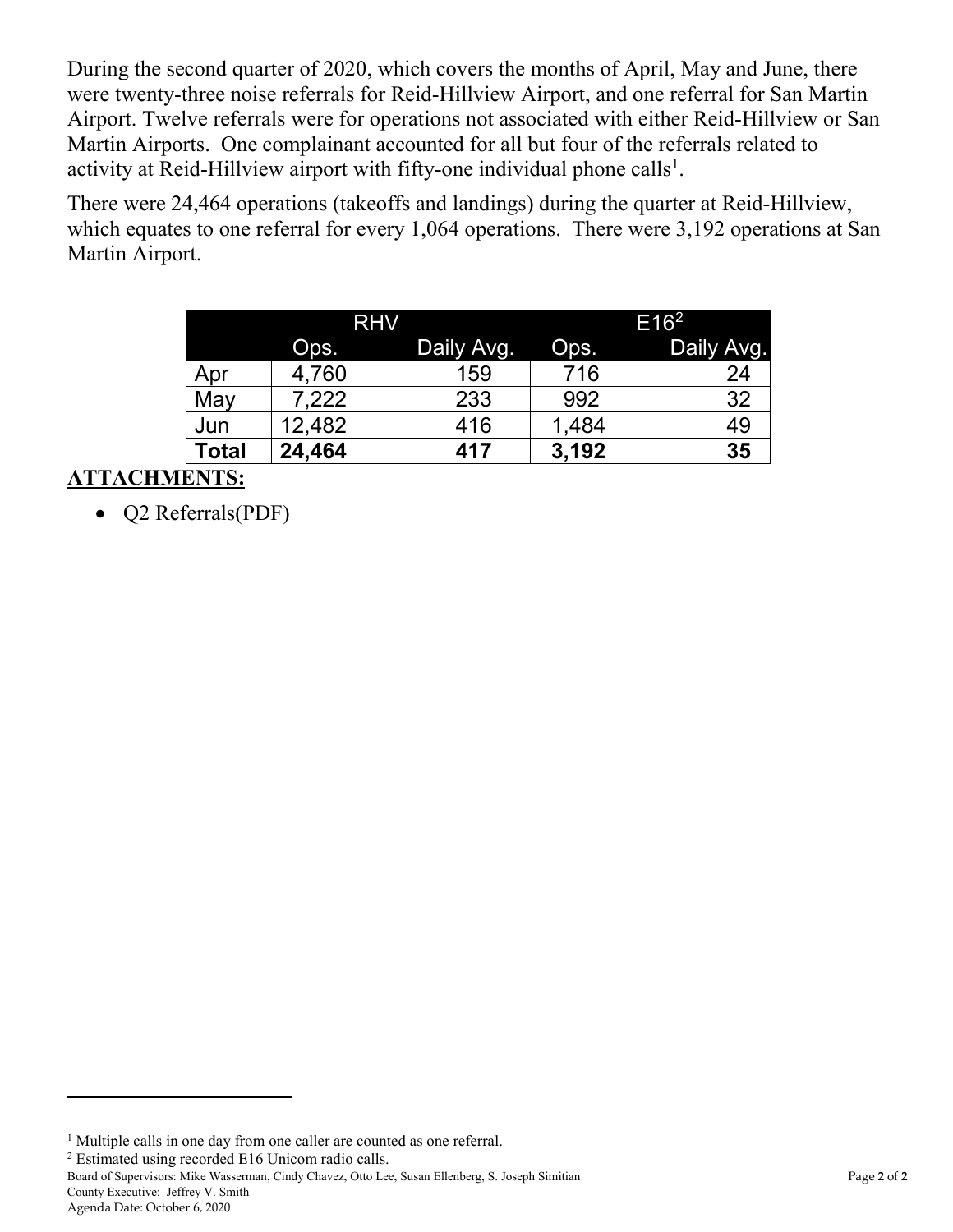During the second quarter of 2020, which covers the months of April, May and June, there were twenty-three noise referrals for Reid-Hillview Airport, and one referral for San Martin Airport. Twelve referrals were for operations not associated with either Reid-Hillview or San Martin Airports. One complainant accounted for all but four of the referrals related to activity at Reid-Hillview airport with fifty-one individual phone calls[1].

There were 24,464 operations (takeoffs and landings) during the quarter at Reid-Hillview, which equates to one referral for every 1,064 operations. There were 3,192 operations at San Martin Airport.

| | RHV | | E16[2] | |
|---|---|---|---|---|
| | Ops. | Daily Avg. | Ops. | Daily Avg. |
| Apr | 4,760 | 159 | 716 | 24 |
| May | 7,222 | 233 | 992 | 32 |
| Jun | 12,482 | 416 | 1,484 | 49 |
| **Total** | **24,464** | **417** | **3,192** | **35** |

**ATTACHMENTS:**

- Q2 Referrals(PDF)

---

[1] Multiple calls in one day from one caller are counted as one referral.

[2] Estimated using recorded E16 Unicom radio calls.

Board of Supervisors: Mike Wasserman, Cindy Chavez, Otto Lee, Susan Ellenberg, S. Joseph Simitian
County Executive: Jeffrey V. Smith
Agenda Date: October 6, 2020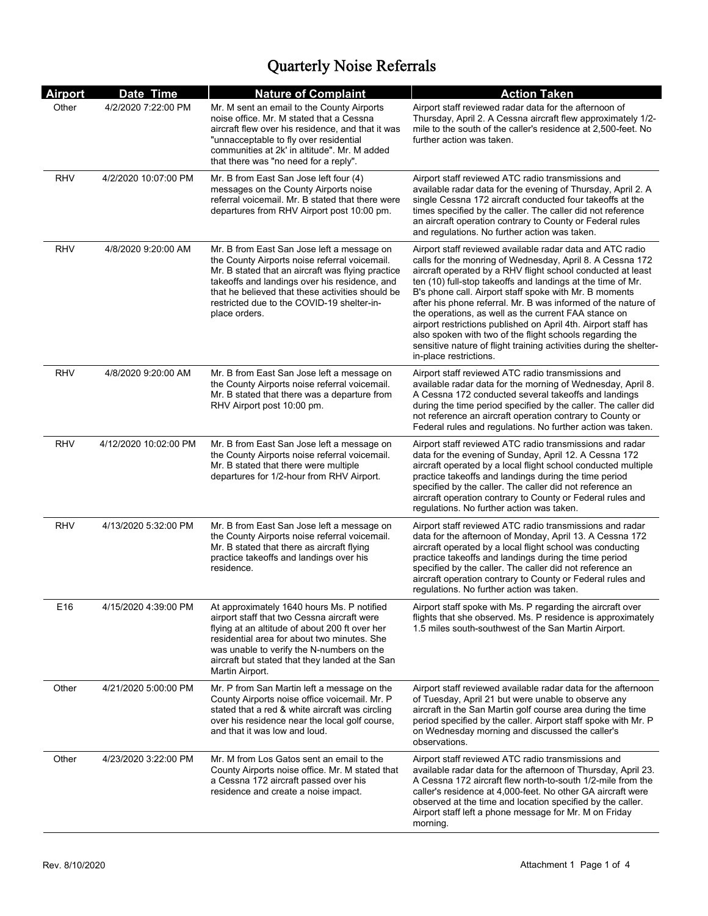# Quarterly Noise Referrals

| Airport | Date Time | Nature of Complaint | Action Taken |
|---|---|---|---|
| Other | 4/2/2020 7:22:00 PM | Mr. M sent an email to the County Airports noise office. Mr. M stated that a Cessna aircraft flew over his residence, and that it was "unacceptable to fly over residential communities at 2k' in altitude". Mr. M added that there was "no need for a reply". | Airport staff reviewed radar data for the afternoon of Thursday, April 2. A Cessna aircraft flew approximately 1/2-mile to the south of the caller's residence at 2,500-feet. No further action was taken. |
| RHV | 4/2/2020 10:07:00 PM | Mr. B from East San Jose left four (4) messages on the County Airports noise referral voicemail. Mr. B stated that there were departures from RHV Airport post 10:00 pm. | Airport staff reviewed ATC radio transmissions and available radar data for the evening of Thursday, April 2. A single Cessna 172 aircraft conducted four takeoffs at the times specified by the caller. The caller did not reference an aircraft operation contrary to County or Federal rules and regulations. No further action was taken. |
| RHV | 4/8/2020 9:20:00 AM | Mr. B from East San Jose left a message on the County Airports noise referral voicemail. Mr. B stated that an aircraft was flying practice takeoffs and landings over his residence, and that he believed that these activities should be restricted due to the COVID-19 shelter-in-place orders. | Airport staff reviewed available radar data and ATC radio calls for the monring of Wednesday, April 8. A Cessna 172 aircraft operated by a RHV flight school conducted at least ten (10) full-stop takeoffs and landings at the time of Mr. B's phone call. Airport staff spoke with Mr. B moments after his phone referral. Mr. B was informed of the nature of the operations, as well as the current FAA stance on airport restrictions published on April 4th. Airport staff has also spoken with two of the flight schools regarding the sensitive nature of flight training activities during the shelter-in-place restrictions. |
| RHV | 4/8/2020 9:20:00 AM | Mr. B from East San Jose left a message on the County Airports noise referral voicemail. Mr. B stated that there was a departure from RHV Airport post 10:00 pm. | Airport staff reviewed ATC radio transmissions and available radar data for the morning of Wednesday, April 8. A Cessna 172 conducted several takeoffs and landings during the time period specified by the caller. The caller did not reference an aircraft operation contrary to County or Federal rules and regulations. No further action was taken. |
| RHV | 4/12/2020 10:02:00 PM | Mr. B from East San Jose left a message on the County Airports noise referral voicemail. Mr. B stated that there were multiple departures for 1/2-hour from RHV Airport. | Airport staff reviewed ATC radio transmissions and radar data for the evening of Sunday, April 12. A Cessna 172 aircraft operated by a local flight school conducted multiple practice takeoffs and landings during the time period specified by the caller. The caller did not reference an aircraft operation contrary to County or Federal rules and regulations. No further action was taken. |
| RHV | 4/13/2020 5:32:00 PM | Mr. B from East San Jose left a message on the County Airports noise referral voicemail. Mr. B stated that there as aircraft flying practice takeoffs and landings over his residence. | Airport staff reviewed ATC radio transmissions and radar data for the afternoon of Monday, April 13. A Cessna 172 aircraft operated by a local flight school was conducting practice takeoffs and landings during the time period specified by the caller. The caller did not reference an aircraft operation contrary to County or Federal rules and regulations. No further action was taken. |
| E16 | 4/15/2020 4:39:00 PM | At approximately 1640 hours Ms. P notified airport staff that two Cessna aircraft were flying at an altitude of about 200 ft over her residential area for about two minutes. She was unable to verify the N-numbers on the aircraft but stated that they landed at the San Martin Airport. | Airport staff spoke with Ms. P regarding the aircraft over flights that she observed. Ms. P residence is approximately 1.5 miles south-southwest of the San Martin Airport. |
| Other | 4/21/2020 5:00:00 PM | Mr. P from San Martin left a message on the County Airports noise office voicemail. Mr. P stated that a red & white aircraft was circling over his residence near the local golf course, and that it was low and loud. | Airport staff reviewed available radar data for the afternoon of Tuesday, April 21 but were unable to observe any aircraft in the San Martin golf course area during the time period specified by the caller. Airport staff spoke with Mr. P on Wednesday morning and discussed the caller's observations. |
| Other | 4/23/2020 3:22:00 PM | Mr. M from Los Gatos sent an email to the County Airports noise office. Mr. M stated that a Cessna 172 aircraft passed over his residence and create a noise impact. | Airport staff reviewed ATC radio transmissions and available radar data for the afternoon of Thursday, April 23. A Cessna 172 aircraft flew north-to-south 1/2-mile from the caller's residence at 4,000-feet. No other GA aircraft were observed at the time and location specified by the caller. Airport staff left a phone message for Mr. M on Friday morning. |

Rev. 8/10/2020

Attachment 1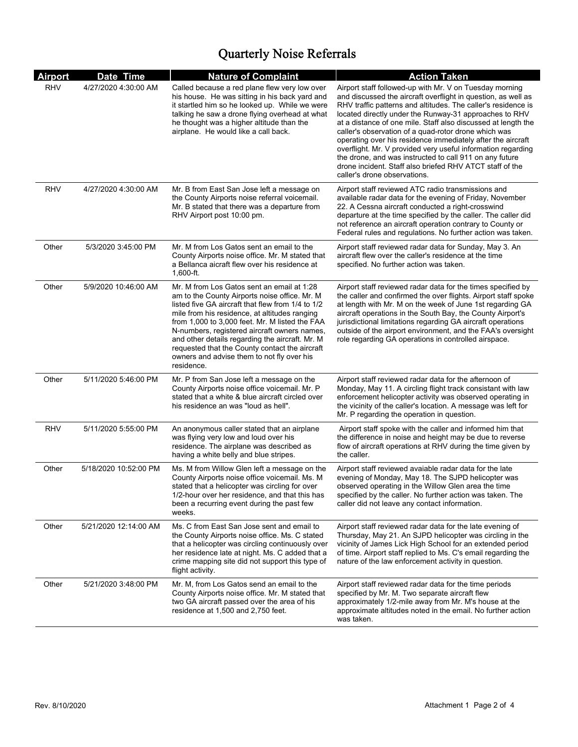# Quarterly Noise Referrals

| Airport | Date Time | Nature of Complaint | Action Taken |
|---|---|---|---|
| RHV | 4/27/2020 4:30:00 AM | Called because a red plane flew very low over his house. He was sitting in his back yard and it startled him so he looked up. While we were talking he saw a drone flying overhead at what he thought was a higher altitude than the airplane. He would like a call back. | Airport staff followed-up with Mr. V on Tuesday morning and discussed the aircraft overflight in question, as well as RHV traffic patterns and altitudes. The caller's residence is located directly under the Runway-31 approaches to RHV at a distance of one mile. Staff also discussed at length the caller's observation of a quad-rotor drone which was operating over his residence immediately after the aircraft overflight. Mr. V provided very useful information regarding the drone, and was instructed to call 911 on any future drone incident. Staff also briefed RHV ATCT staff of the caller's drone observations. |
| RHV | 4/27/2020 4:30:00 AM | Mr. B from East San Jose left a message on the County Airports noise referral voicemail. Mr. B stated that there was a departure from RHV Airport post 10:00 pm. | Airport staff reviewed ATC radio transmissions and available radar data for the evening of Friday, November 22. A Cessna aircraft conducted a right-crosswind departure at the time specified by the caller. The caller did not reference an aircraft operation contrary to County or Federal rules and regulations. No further action was taken. |
| Other | 5/3/2020 3:45:00 PM | Mr. M from Los Gatos sent an email to the County Airports noise office. Mr. M stated that a Bellanca aicraft flew over his residence at 1,600-ft. | Airport staff reviewed radar data for Sunday, May 3. An aircraft flew over the caller's residence at the time specified. No further action was taken. |
| Other | 5/9/2020 10:46:00 AM | Mr. M from Los Gatos sent an email at 1:28 am to the County Airports noise office. Mr. M listed five GA aircraft that flew from 1/4 to 1/2 mile from his residence, at altitudes ranging from 1,000 to 3,000 feet. Mr. M listed the FAA N-numbers, registered aircraft owners names, and other details regarding the aircraft. Mr. M requested that the County contact the aircraft owners and advise them to not fly over his residence. | Airport staff reviewed radar data for the times specified by the caller and confirmed the over flights. Airport staff spoke at length with Mr. M on the week of June 1st regarding GA aircraft operations in the South Bay, the County Airport's jurisdictional limitations regarding GA aircraft operations outside of the airport environment, and the FAA's oversight role regarding GA operations in controlled airspace. |
| Other | 5/11/2020 5:46:00 PM | Mr. P from San Jose left a message on the County Airports noise office voicemail. Mr. P stated that a white & blue aircraft circled over his residence an was "loud as hell". | Airport staff reviewed radar data for the afternoon of Monday, May 11. A circling flight track consistant with law enforcement helicopter activity was observed operating in the vicinity of the caller's location. A message was left for Mr. P regarding the operation in question. |
| RHV | 5/11/2020 5:55:00 PM | An anonymous caller stated that an airplane was flying very low and loud over his residence. The airplane was described as having a white belly and blue stripes. | Airport staff spoke with the caller and informed him that the difference in noise and height may be due to reverse flow of aircraft operations at RHV during the time given by the caller. |
| Other | 5/18/2020 10:52:00 PM | Ms. M from Willow Glen left a message on the County Airports noise office voicemail. Ms. M stated that a helicopter was circling for over 1/2-hour over her residence, and that this has been a recurring event during the past few weeks. | Airport staff reviewed avaiable radar data for the late evening of Monday, May 18. The SJPD helicopter was observed operating in the Willow Glen area the time specified by the caller. No further action was taken. The caller did not leave any contact information. |
| Other | 5/21/2020 12:14:00 AM | Ms. C from East San Jose sent and email to the County Airports noise office. Ms. C stated that a helicopter was circling continuously over her residence late at night. Ms. C added that a crime mapping site did not support this type of flight activity. | Airport staff reviewed radar data for the late evening of Thursday, May 21. An SJPD helicopter was circling in the vicinity of James Lick High School for an extended period of time. Airport staff replied to Ms. C's email regarding the nature of the law enforcement activity in question. |
| Other | 5/21/2020 3:48:00 PM | Mr. M, from Los Gatos send an email to the County Airports noise office. Mr. M stated that two GA aircraft passed over the area of his residence at 1,500 and 2,750 feet. | Airport staff reviewed radar data for the time periods specified by Mr. M. Two separate aircraft flew approximately 1/2-mile away from Mr. M's house at the approximate altitudes noted in the email. No further action was taken. |

Rev. 8/10/2020

Attachment 1 Page 2 of 4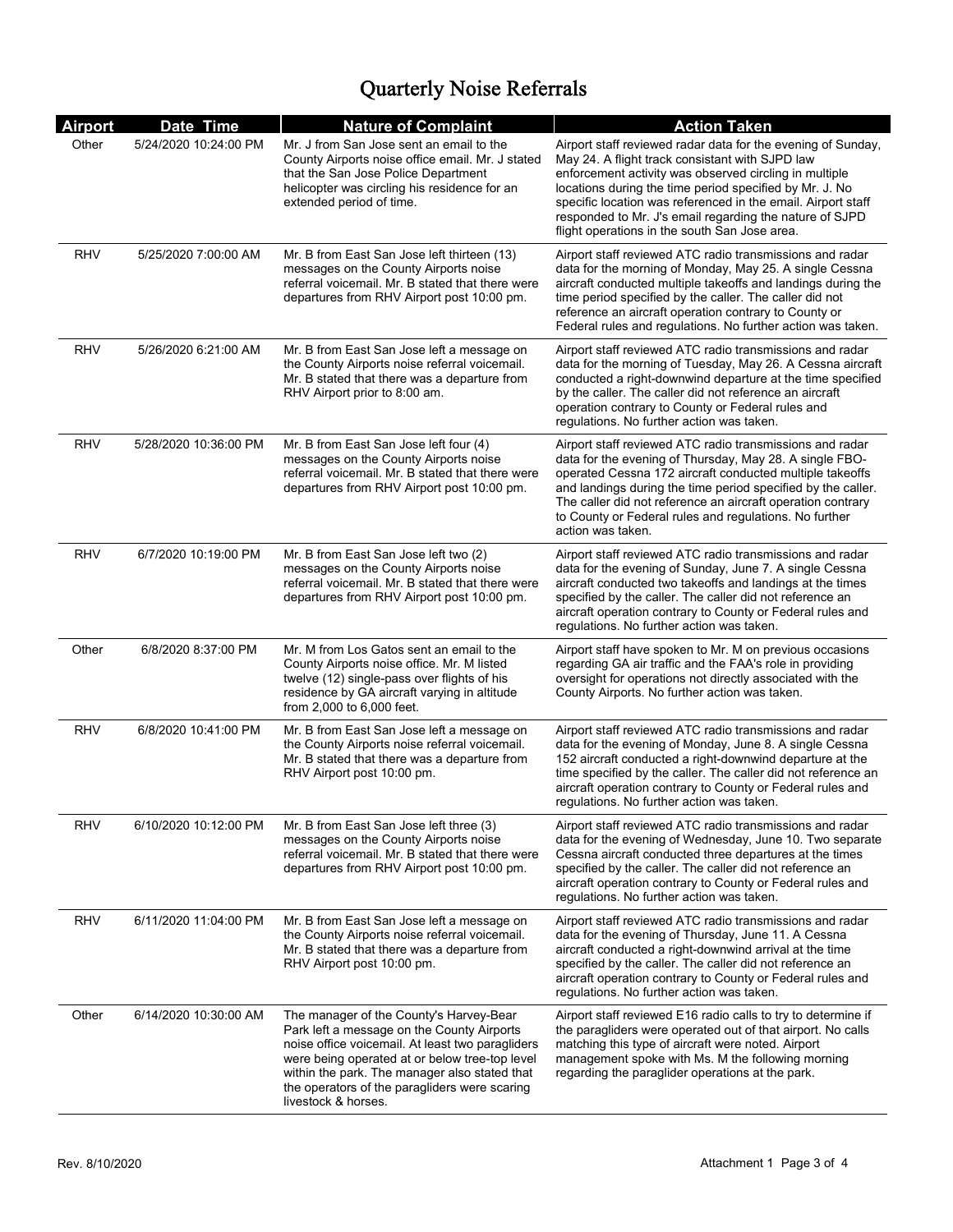# Quarterly Noise Referrals

| Airport | Date Time | Nature of Complaint | Action Taken |
|---|---|---|---|
| Other | 5/24/2020 10:24:00 PM | Mr. J from San Jose sent an email to the County Airports noise office email. Mr. J stated that the San Jose Police Department helicopter was circling his residence for an extended period of time. | Airport staff reviewed radar data for the evening of Sunday, May 24. A flight track consistant with SJPD law enforcement activity was observed circling in multiple locations during the time period specified by Mr. J. No specific location was referenced in the email. Airport staff responded to Mr. J's email regarding the nature of SJPD flight operations in the south San Jose area. |
| RHV | 5/25/2020 7:00:00 AM | Mr. B from East San Jose left thirteen (13) messages on the County Airports noise referral voicemail. Mr. B stated that there were departures from RHV Airport post 10:00 pm. | Airport staff reviewed ATC radio transmissions and radar data for the morning of Monday, May 25. A single Cessna aircraft conducted multiple takeoffs and landings during the time period specified by the caller. The caller did not reference an aircraft operation contrary to County or Federal rules and regulations. No further action was taken. |
| RHV | 5/26/2020 6:21:00 AM | Mr. B from East San Jose left a message on the County Airports noise referral voicemail. Mr. B stated that there was a departure from RHV Airport prior to 8:00 am. | Airport staff reviewed ATC radio transmissions and radar data for the morning of Tuesday, May 26. A Cessna aircraft conducted a right-downwind departure at the time specified by the caller. The caller did not reference an aircraft operation contrary to County or Federal rules and regulations. No further action was taken. |
| RHV | 5/28/2020 10:36:00 PM | Mr. B from East San Jose left four (4) messages on the County Airports noise referral voicemail. Mr. B stated that there were departures from RHV Airport post 10:00 pm. | Airport staff reviewed ATC radio transmissions and radar data for the evening of Thursday, May 28. A single FBO-operated Cessna 172 aircraft conducted multiple takeoffs and landings during the time period specified by the caller. The caller did not reference an aircraft operation contrary to County or Federal rules and regulations. No further action was taken. |
| RHV | 6/7/2020 10:19:00 PM | Mr. B from East San Jose left two (2) messages on the County Airports noise referral voicemail. Mr. B stated that there were departures from RHV Airport post 10:00 pm. | Airport staff reviewed ATC radio transmissions and radar data for the evening of Sunday, June 7. A single Cessna aircraft conducted two takeoffs and landings at the times specified by the caller. The caller did not reference an aircraft operation contrary to County or Federal rules and regulations. No further action was taken. |
| Other | 6/8/2020 8:37:00 PM | Mr. M from Los Gatos sent an email to the County Airports noise office. Mr. M listed twelve (12) single-pass over flights of his residence by GA aircraft varying in altitude from 2,000 to 6,000 feet. | Airport staff have spoken to Mr. M on previous occasions regarding GA air traffic and the FAA's role in providing oversight for operations not directly associated with the County Airports. No further action was taken. |
| RHV | 6/8/2020 10:41:00 PM | Mr. B from East San Jose left a message on the County Airports noise referral voicemail. Mr. B stated that there was a departure from RHV Airport post 10:00 pm. | Airport staff reviewed ATC radio transmissions and radar data for the evening of Monday, June 8. A single Cessna 152 aircraft conducted a right-downwind departure at the time specified by the caller. The caller did not reference an aircraft operation contrary to County or Federal rules and regulations. No further action was taken. |
| RHV | 6/10/2020 10:12:00 PM | Mr. B from East San Jose left three (3) messages on the County Airports noise referral voicemail. Mr. B stated that there were departures from RHV Airport post 10:00 pm. | Airport staff reviewed ATC radio transmissions and radar data for the evening of Wednesday, June 10. Two separate Cessna aircraft conducted three departures at the times specified by the caller. The caller did not reference an aircraft operation contrary to County or Federal rules and regulations. No further action was taken. |
| RHV | 6/11/2020 11:04:00 PM | Mr. B from East San Jose left a message on the County Airports noise referral voicemail. Mr. B stated that there was a departure from RHV Airport post 10:00 pm. | Airport staff reviewed ATC radio transmissions and radar data for the evening of Thursday, June 11. A Cessna aircraft conducted a right-downwind arrival at the time specified by the caller. The caller did not reference an aircraft operation contrary to County or Federal rules and regulations. No further action was taken. |
| Other | 6/14/2020 10:30:00 AM | The manager of the County's Harvey-Bear Park left a message on the County Airports noise office voicemail. At least two paragliders were being operated at or below tree-top level within the park. The manager also stated that the operators of the paragliders were scaring livestock & horses. | Airport staff reviewed E16 radio calls to try to determine if the paragliders were operated out of that airport. No calls matching this type of aircraft were noted. Airport management spoke with Ms. M the following morning regarding the paraglider operations at the park. |

Rev. 8/10/2020

Attachment 1 Page 3 of 4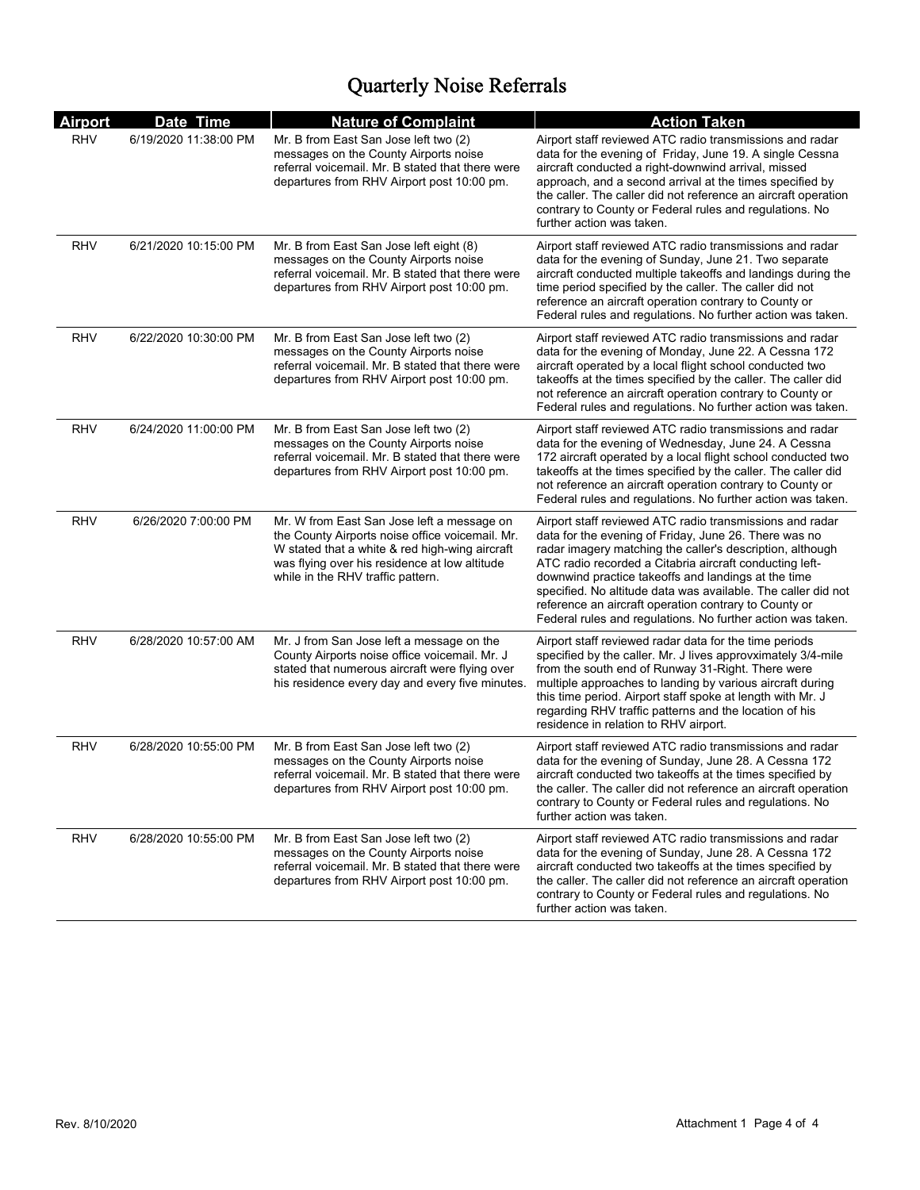# Quarterly Noise Referrals

| Airport | Date Time | Nature of Complaint | Action Taken |
|---|---|---|---|
| RHV | 6/19/2020 11:38:00 PM | Mr. B from East San Jose left two (2) messages on the County Airports noise referral voicemail. Mr. B stated that there were departures from RHV Airport post 10:00 pm. | Airport staff reviewed ATC radio transmissions and radar data for the evening of Friday, June 19. A single Cessna aircraft conducted a right-downwind arrival, missed approach, and a second arrival at the times specified by the caller. The caller did not reference an aircraft operation contrary to County or Federal rules and regulations. No further action was taken. |
| RHV | 6/21/2020 10:15:00 PM | Mr. B from East San Jose left eight (8) messages on the County Airports noise referral voicemail. Mr. B stated that there were departures from RHV Airport post 10:00 pm. | Airport staff reviewed ATC radio transmissions and radar data for the evening of Sunday, June 21. Two separate aircraft conducted multiple takeoffs and landings during the time period specified by the caller. The caller did not reference an aircraft operation contrary to County or Federal rules and regulations. No further action was taken. |
| RHV | 6/22/2020 10:30:00 PM | Mr. B from East San Jose left two (2) messages on the County Airports noise referral voicemail. Mr. B stated that there were departures from RHV Airport post 10:00 pm. | Airport staff reviewed ATC radio transmissions and radar data for the evening of Monday, June 22. A Cessna 172 aircraft operated by a local flight school conducted two takeoffs at the times specified by the caller. The caller did not reference an aircraft operation contrary to County or Federal rules and regulations. No further action was taken. |
| RHV | 6/24/2020 11:00:00 PM | Mr. B from East San Jose left two (2) messages on the County Airports noise referral voicemail. Mr. B stated that there were departures from RHV Airport post 10:00 pm. | Airport staff reviewed ATC radio transmissions and radar data for the evening of Wednesday, June 24. A Cessna 172 aircraft operated by a local flight school conducted two takeoffs at the times specified by the caller. The caller did not reference an aircraft operation contrary to County or Federal rules and regulations. No further action was taken. |
| RHV | 6/26/2020 7:00:00 PM | Mr. W from East San Jose left a message on the County Airports noise office voicemail. Mr. W stated that a white & red high-wing aircraft was flying over his residence at low altitude while in the RHV traffic pattern. | Airport staff reviewed ATC radio transmissions and radar data for the evening of Friday, June 26. There was no radar imagery matching the caller's description, although ATC radio recorded a Citabria aircraft conducting left-downwind practice takeoffs and landings at the time specified. No altitude data was available. The caller did not reference an aircraft operation contrary to County or Federal rules and regulations. No further action was taken. |
| RHV | 6/28/2020 10:57:00 AM | Mr. J from San Jose left a message on the County Airports noise office voicemail. Mr. J stated that numerous aircraft were flying over his residence every day and every five minutes. | Airport staff reviewed radar data for the time periods specified by the caller. Mr. J lives approvximately 3/4-mile from the south end of Runway 31-Right. There were multiple approaches to landing by various aircraft during this time period. Airport staff spoke at length with Mr. J regarding RHV traffic patterns and the location of his residence in relation to RHV airport. |
| RHV | 6/28/2020 10:55:00 PM | Mr. B from East San Jose left two (2) messages on the County Airports noise referral voicemail. Mr. B stated that there were departures from RHV Airport post 10:00 pm. | Airport staff reviewed ATC radio transmissions and radar data for the evening of Sunday, June 28. A Cessna 172 aircraft conducted two takeoffs at the times specified by the caller. The caller did not reference an aircraft operation contrary to County or Federal rules and regulations. No further action was taken. |
| RHV | 6/28/2020 10:55:00 PM | Mr. B from East San Jose left two (2) messages on the County Airports noise referral voicemail. Mr. B stated that there were departures from RHV Airport post 10:00 pm. | Airport staff reviewed ATC radio transmissions and radar data for the evening of Sunday, June 28. A Cessna 172 aircraft conducted two takeoffs at the times specified by the caller. The caller did not reference an aircraft operation contrary to County or Federal rules and regulations. No further action was taken. |

Rev. 8/10/2020